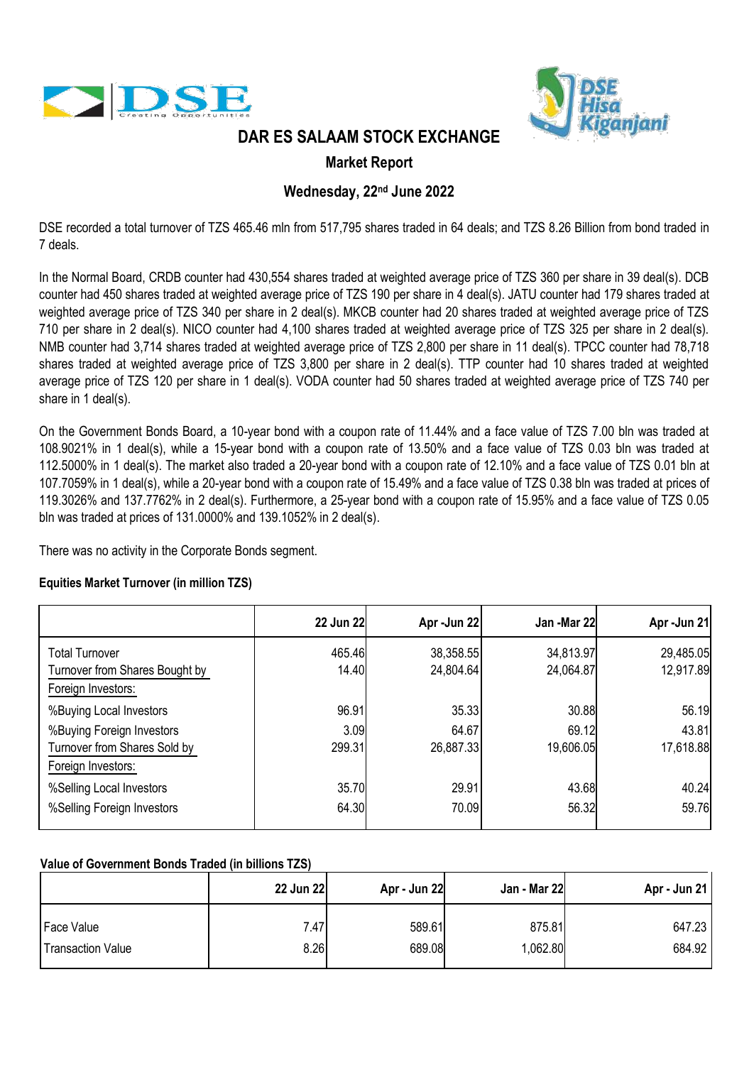# DAR ES SALAAM STOCK EXCHANGE

## Market Report

### Wednesday, 22nd June 2022

DSE recorded a total turnover of TZS 465.46 mln from 517,795 shares traded in 64 deals; and TZS 8.26 Billion from bond traded in 7 deals.

In the Normal Board, CRDB counter had 430,554 shares traded at weighted average price of TZS 360 per share in 39 deal(s). DCB counter had 450 shares traded at weighted average price of TZS 190 per share in 4 deal(s). JATU counter had 179 shares traded at weighted average price of TZS 340 per share in 2 deal(s). MKCB counter had 20 shares traded at weighted average price of TZS 710 per share in 2 deal(s). NICO counter had 4,100 shares traded at weighted average price of TZS 325 per share in 2 deal(s). NMB counter had 3,714 shares traded at weighted average price of TZS 2,800 per share in 11 deal(s). TPCC counter had 78,718 shares traded at weighted average price of TZS 3,800 per share in 2 deal(s). TTP counter had 10 shares traded at weighted average price of TZS 120 per share in 1 deal(s). VODA counter had 50 shares traded at weighted average price of TZS 740 per share in 1 deal(s).

On the Government Bonds Board, a 10-year bond with a coupon rate of 11.44% and a face value of TZS 7.00 bln was traded at 108.9021% in 1 deal(s), while a 15-year bond with a coupon rate of 13.50% and a face value of TZS 0.03 bln was traded at 112.5000% in 1 deal(s). The market also traded a 20-year bond with a coupon rate of 12.10% and a face value of TZS 0.01 bln at 107.7059% in 1 deal(s), while a 20-year bond with a coupon rate of 15.49% and a face value of TZS 0.38 bln was traded at prices of 119.3026% and 137.7762% in 2 deal(s). Furthermore, a 25-year bond with a coupon rate of 15.95% and a face value of TZS 0.05 bln was traded at prices of 131.0000% and 139.1052% in 2 deal(s).

There was no activity in the Corporate Bonds segment.

**Equities Market Turnover (in million TZS)**

| | 22 Jun 22 | Apr -Jun 22 | Jan -Mar 22 | Apr -Jun 21 |
|---|---|---|---|---|
| Total Turnover | 465.46 | 38,358.55 | 34,813.97 | 29,485.05 |
| Turnover from Shares Bought by Foreign Investors: | 14.40 | 24,804.64 | 24,064.87 | 12,917.89 |
| %Buying Local Investors | 96.91 | 35.33 | 30.88 | 56.19 |
| %Buying Foreign Investors | 3.09 | 64.67 | 69.12 | 43.81 |
| Turnover from Shares Sold by Foreign Investors: | 299.31 | 26,887.33 | 19,606.05 | 17,618.88 |
| %Selling Local Investors | 35.70 | 29.91 | 43.68 | 40.24 |
| %Selling Foreign Investors | 64.30 | 70.09 | 56.32 | 59.76 |

**Value of Government Bonds Traded (in billions TZS)**

| | 22 Jun 22 | Apr - Jun 22 | Jan - Mar 22 | Apr - Jun 21 |
|---|---|---|---|---|
| Face Value | 7.47 | 589.61 | 875.81 | 647.23 |
| Transaction Value | 8.26 | 689.08 | 1,062.80 | 684.92 |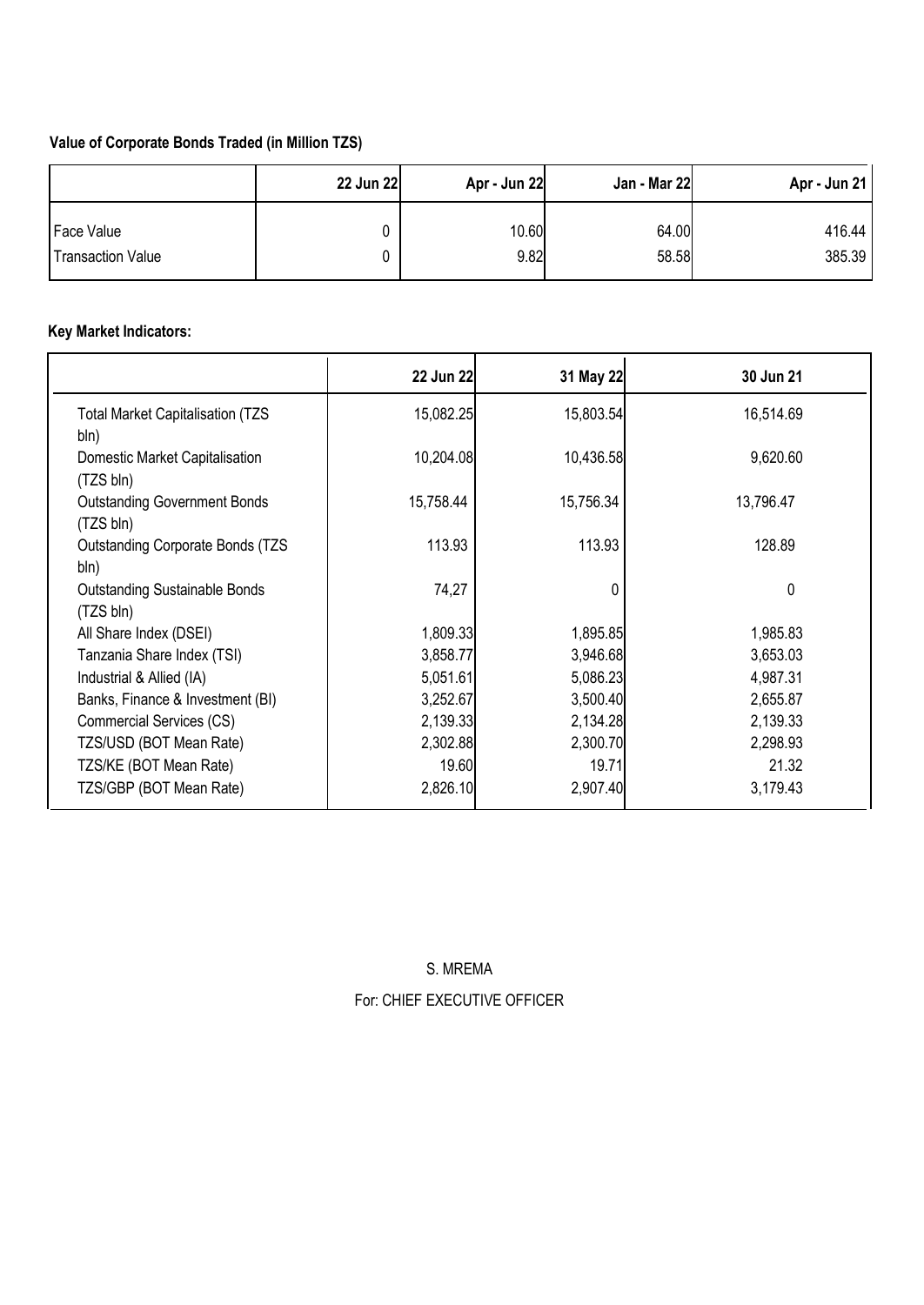**Value of Corporate Bonds Traded (in Million TZS)**

| | 22 Jun 22 | Apr - Jun 22 | Jan - Mar 22 | Apr - Jun 21 |
|---|---|---|---|---|
| Face Value | 0 | 10.60 | 64.00 | 416.44 |
| Transaction Value | 0 | 9.82 | 58.58 | 385.39 |

**Key Market Indicators:**

| | 22 Jun 22 | 31 May 22 | 30 Jun 21 |
|---|---|---|---|
| Total Market Capitalisation (TZS bln) | 15,082.25 | 15,803.54 | 16,514.69 |
| Domestic Market Capitalisation (TZS bln) | 10,204.08 | 10,436.58 | 9,620.60 |
| Outstanding Government Bonds (TZS bln) | 15,758.44 | 15,756.34 | 13,796.47 |
| Outstanding Corporate Bonds (TZS bln) | 113.93 | 113.93 | 128.89 |
| Outstanding Sustainable Bonds (TZS bln) | 74,27 | 0 | 0 |
| All Share Index (DSEI) | 1,809.33 | 1,895.85 | 1,985.83 |
| Tanzania Share Index (TSI) | 3,858.77 | 3,946.68 | 3,653.03 |
| Industrial & Allied (IA) | 5,051.61 | 5,086.23 | 4,987.31 |
| Banks, Finance & Investment (BI) | 3,252.67 | 3,500.40 | 2,655.87 |
| Commercial Services (CS) | 2,139.33 | 2,134.28 | 2,139.33 |
| TZS/USD (BOT Mean Rate) | 2,302.88 | 2,300.70 | 2,298.93 |
| TZS/KE (BOT Mean Rate) | 19.60 | 19.71 | 21.32 |
| TZS/GBP (BOT Mean Rate) | 2,826.10 | 2,907.40 | 3,179.43 |

S. MREMA

For: CHIEF EXECUTIVE OFFICER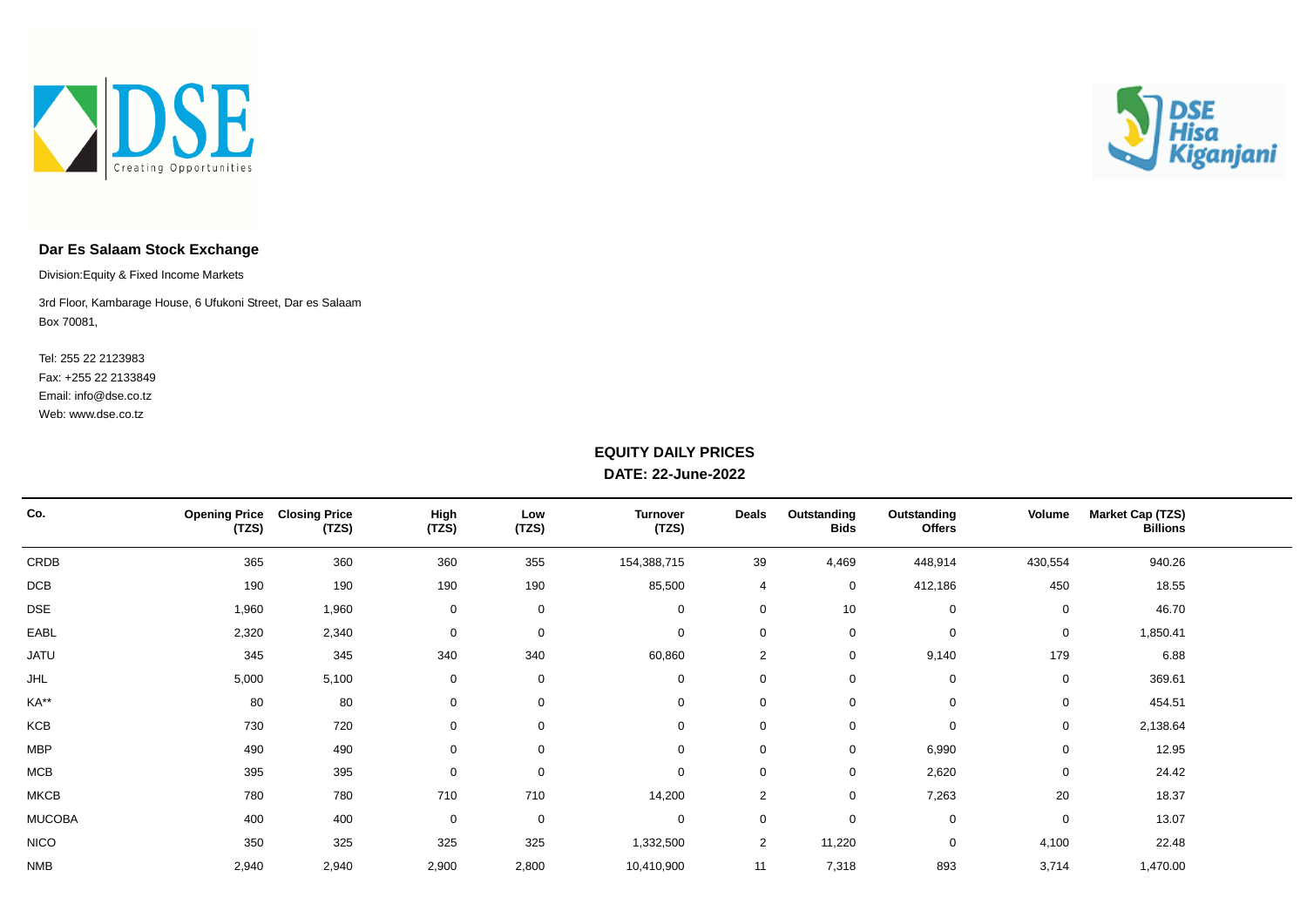**Dar Es Salaam Stock Exchange**

Division:Equity & Fixed Income Markets

3rd Floor, Kambarage House, 6 Ufukoni Street, Dar es Salaam
Box 70081,

Tel: 255 22 2123983
Fax: +255 22 2133849
Email: info@dse.co.tz
Web: www.dse.co.tz

## EQUITY DAILY PRICES

**DATE: 22-June-2022**

| Co. | Opening Price (TZS) | Closing Price (TZS) | High (TZS) | Low (TZS) | Turnover (TZS) | Deals | Outstanding Bids | Outstanding Offers | Volume | Market Cap (TZS) Billions |
|---|---|---|---|---|---|---|---|---|---|---|
| CRDB | 365 | 360 | 360 | 355 | 154,388,715 | 39 | 4,469 | 448,914 | 430,554 | 940.26 |
| DCB | 190 | 190 | 190 | 190 | 85,500 | 4 | 0 | 412,186 | 450 | 18.55 |
| DSE | 1,960 | 1,960 | 0 | 0 | 0 | 0 | 10 | 0 | 0 | 46.70 |
| EABL | 2,320 | 2,340 | 0 | 0 | 0 | 0 | 0 | 0 | 0 | 1,850.41 |
| JATU | 345 | 345 | 340 | 340 | 60,860 | 2 | 0 | 9,140 | 179 | 6.88 |
| JHL | 5,000 | 5,100 | 0 | 0 | 0 | 0 | 0 | 0 | 0 | 369.61 |
| KA** | 80 | 80 | 0 | 0 | 0 | 0 | 0 | 0 | 0 | 454.51 |
| KCB | 730 | 720 | 0 | 0 | 0 | 0 | 0 | 0 | 0 | 2,138.64 |
| MBP | 490 | 490 | 0 | 0 | 0 | 0 | 0 | 6,990 | 0 | 12.95 |
| MCB | 395 | 395 | 0 | 0 | 0 | 0 | 0 | 2,620 | 0 | 24.42 |
| MKCB | 780 | 780 | 710 | 710 | 14,200 | 2 | 0 | 7,263 | 20 | 18.37 |
| MUCOBA | 400 | 400 | 0 | 0 | 0 | 0 | 0 | 0 | 0 | 13.07 |
| NICO | 350 | 325 | 325 | 325 | 1,332,500 | 2 | 11,220 | 0 | 4,100 | 22.48 |
| NMB | 2,940 | 2,940 | 2,900 | 2,800 | 10,410,900 | 11 | 7,318 | 893 | 3,714 | 1,470.00 |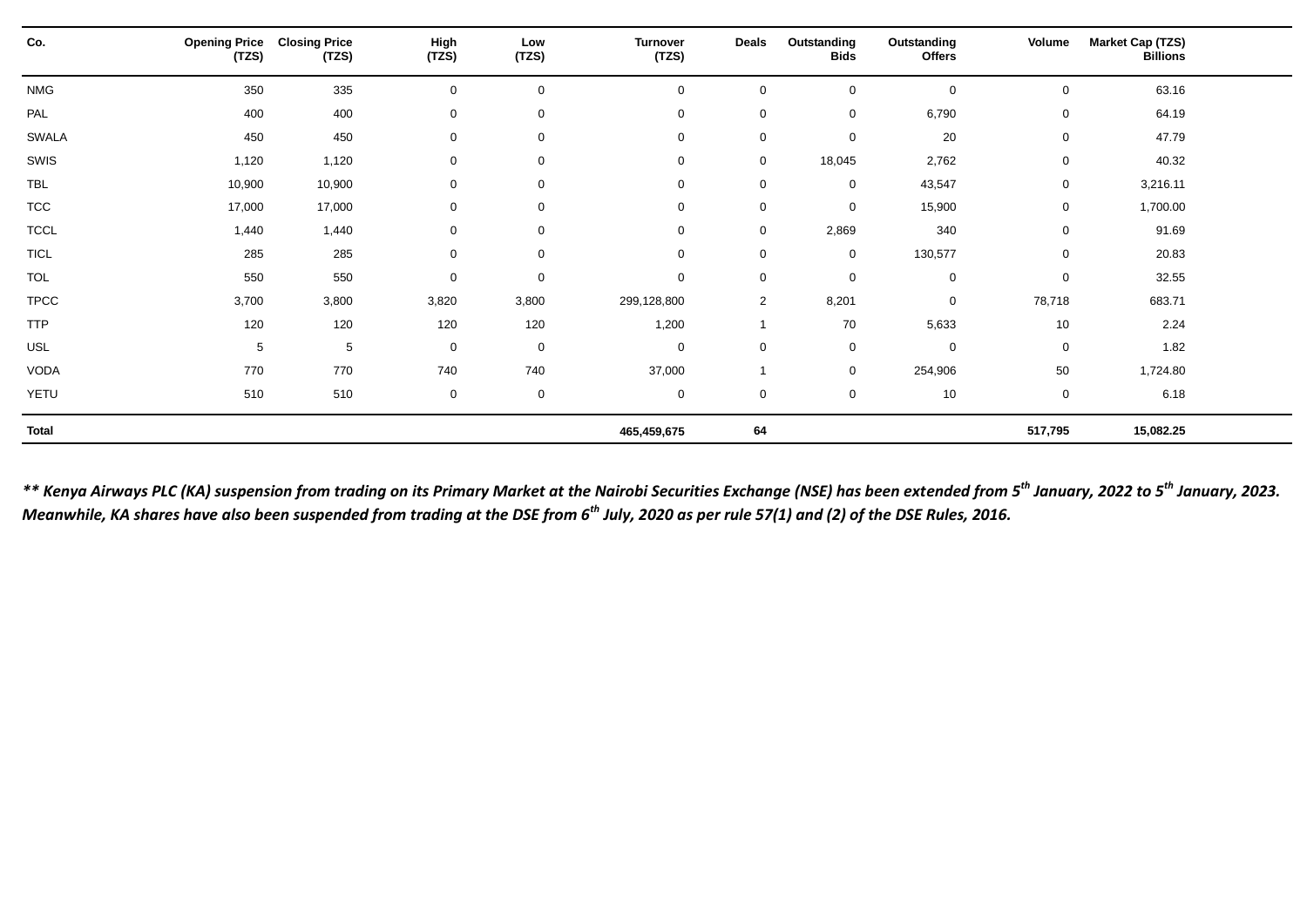| Co. | Opening Price (TZS) | Closing Price (TZS) | High (TZS) | Low (TZS) | Turnover (TZS) | Deals | Outstanding Bids | Outstanding Offers | Volume | Market Cap (TZS) Billions |
|---|---|---|---|---|---|---|---|---|---|---|
| NMG | 350 | 335 | 0 | 0 | 0 | 0 | 0 | 0 | 0 | 63.16 |
| PAL | 400 | 400 | 0 | 0 | 0 | 0 | 0 | 6,790 | 0 | 64.19 |
| SWALA | 450 | 450 | 0 | 0 | 0 | 0 | 0 | 20 | 0 | 47.79 |
| SWIS | 1,120 | 1,120 | 0 | 0 | 0 | 0 | 18,045 | 2,762 | 0 | 40.32 |
| TBL | 10,900 | 10,900 | 0 | 0 | 0 | 0 | 0 | 43,547 | 0 | 3,216.11 |
| TCC | 17,000 | 17,000 | 0 | 0 | 0 | 0 | 0 | 15,900 | 0 | 1,700.00 |
| TCCL | 1,440 | 1,440 | 0 | 0 | 0 | 0 | 2,869 | 340 | 0 | 91.69 |
| TICL | 285 | 285 | 0 | 0 | 0 | 0 | 0 | 130,577 | 0 | 20.83 |
| TOL | 550 | 550 | 0 | 0 | 0 | 0 | 0 | 0 | 0 | 32.55 |
| TPCC | 3,700 | 3,800 | 3,820 | 3,800 | 299,128,800 | 2 | 8,201 | 0 | 78,718 | 683.71 |
| TTP | 120 | 120 | 120 | 120 | 1,200 | 1 | 70 | 5,633 | 10 | 2.24 |
| USL | 5 | 5 | 0 | 0 | 0 | 0 | 0 | 0 | 0 | 1.82 |
| VODA | 770 | 770 | 740 | 740 | 37,000 | 1 | 0 | 254,906 | 50 | 1,724.80 |
| YETU | 510 | 510 | 0 | 0 | 0 | 0 | 0 | 10 | 0 | 6.18 |
| **Total** | | | | | **465,459,675** | **64** | | | **517,795** | **15,082.25** |

***\*\* Kenya Airways PLC (KA) suspension from trading on its Primary Market at the Nairobi Securities Exchange (NSE) has been extended from 5th January, 2022 to 5th January, 2023. Meanwhile, KA shares have also been suspended from trading at the DSE from 6th July, 2020 as per rule 57(1) and (2) of the DSE Rules, 2016.***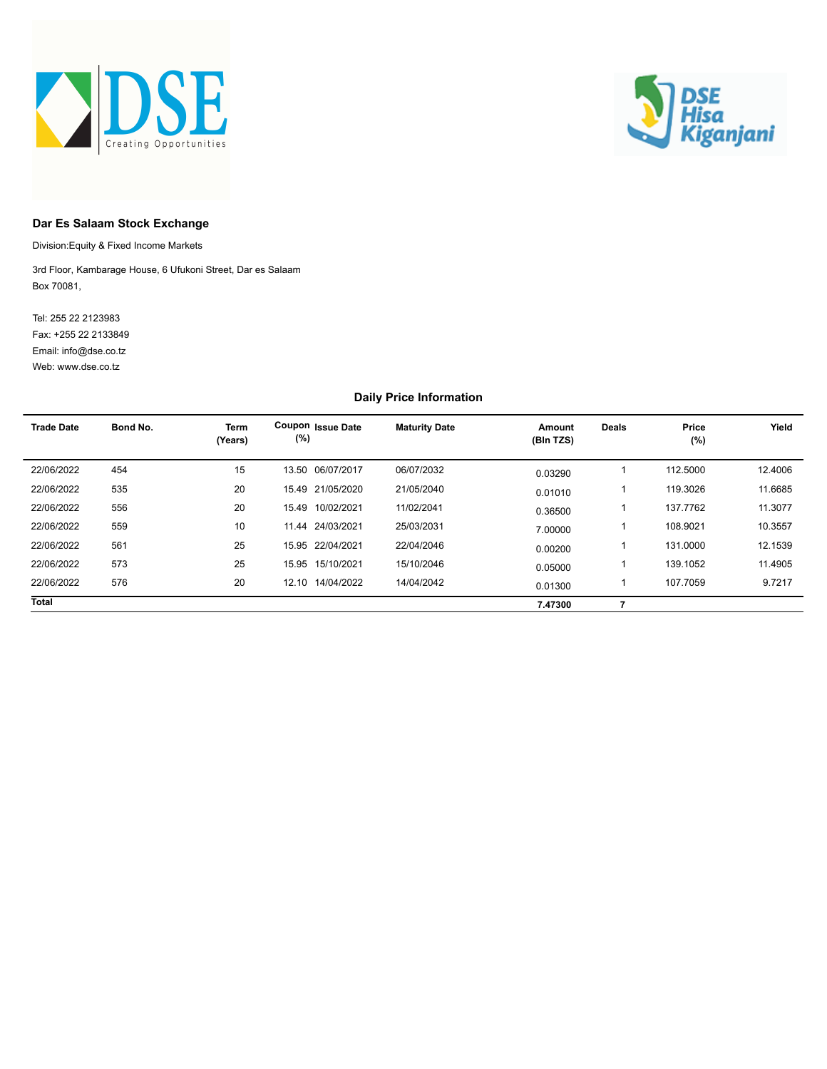**Dar Es Salaam Stock Exchange**

Division:Equity & Fixed Income Markets

3rd Floor, Kambarage House, 6 Ufukoni Street, Dar es Salaam
Box 70081,

Tel: 255 22 2123983
Fax: +255 22 2133849
Email: info@dse.co.tz
Web: www.dse.co.tz

## Daily Price Information

| Trade Date | Bond No. | Term (Years) | Coupon (%) | Issue Date | Maturity Date | Amount (Bln TZS) | Deals | Price (%) | Yield |
|---|---|---|---|---|---|---|---|---|---|
| 22/06/2022 | 454 | 15 | 13.50 | 06/07/2017 | 06/07/2032 | 0.03290 | 1 | 112.5000 | 12.4006 |
| 22/06/2022 | 535 | 20 | 15.49 | 21/05/2020 | 21/05/2040 | 0.01010 | 1 | 119.3026 | 11.6685 |
| 22/06/2022 | 556 | 20 | 15.49 | 10/02/2021 | 11/02/2041 | 0.36500 | 1 | 137.7762 | 11.3077 |
| 22/06/2022 | 559 | 10 | 11.44 | 24/03/2021 | 25/03/2031 | 7.00000 | 1 | 108.9021 | 10.3557 |
| 22/06/2022 | 561 | 25 | 15.95 | 22/04/2021 | 22/04/2046 | 0.00200 | 1 | 131.0000 | 12.1539 |
| 22/06/2022 | 573 | 25 | 15.95 | 15/10/2021 | 15/10/2046 | 0.05000 | 1 | 139.1052 | 11.4905 |
| 22/06/2022 | 576 | 20 | 12.10 | 14/04/2022 | 14/04/2042 | 0.01300 | 1 | 107.7059 | 9.7217 |
| **Total** | | | | | | **7.47300** | **7** | | |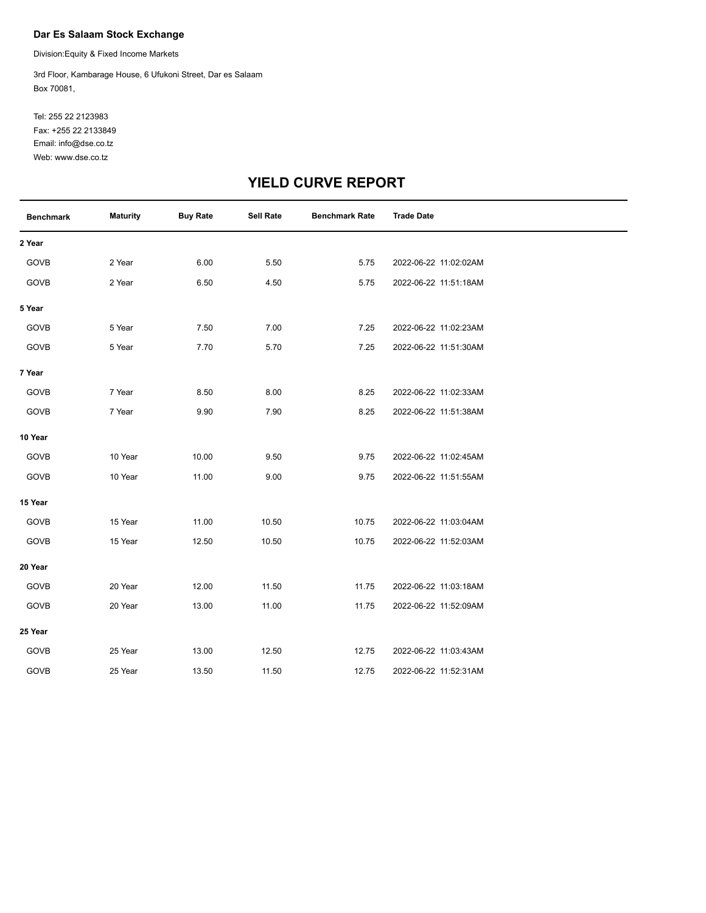**Dar Es Salaam Stock Exchange**

Division:Equity & Fixed Income Markets

3rd Floor, Kambarage House, 6 Ufukoni Street, Dar es Salaam
Box 70081,

Tel: 255 22 2123983
Fax: +255 22 2133849
Email: info@dse.co.tz
Web: www.dse.co.tz

# YIELD CURVE REPORT

| Benchmark | Maturity | Buy Rate | Sell Rate | Benchmark Rate | Trade Date |
|---|---|---|---|---|---|
| **2 Year** | | | | | |
| GOVB | 2 Year | 6.00 | 5.50 | 5.75 | 2022-06-22 11:02:02AM |
| GOVB | 2 Year | 6.50 | 4.50 | 5.75 | 2022-06-22 11:51:18AM |
| **5 Year** | | | | | |
| GOVB | 5 Year | 7.50 | 7.00 | 7.25 | 2022-06-22 11:02:23AM |
| GOVB | 5 Year | 7.70 | 5.70 | 7.25 | 2022-06-22 11:51:30AM |
| **7 Year** | | | | | |
| GOVB | 7 Year | 8.50 | 8.00 | 8.25 | 2022-06-22 11:02:33AM |
| GOVB | 7 Year | 9.90 | 7.90 | 8.25 | 2022-06-22 11:51:38AM |
| **10 Year** | | | | | |
| GOVB | 10 Year | 10.00 | 9.50 | 9.75 | 2022-06-22 11:02:45AM |
| GOVB | 10 Year | 11.00 | 9.00 | 9.75 | 2022-06-22 11:51:55AM |
| **15 Year** | | | | | |
| GOVB | 15 Year | 11.00 | 10.50 | 10.75 | 2022-06-22 11:03:04AM |
| GOVB | 15 Year | 12.50 | 10.50 | 10.75 | 2022-06-22 11:52:03AM |
| **20 Year** | | | | | |
| GOVB | 20 Year | 12.00 | 11.50 | 11.75 | 2022-06-22 11:03:18AM |
| GOVB | 20 Year | 13.00 | 11.00 | 11.75 | 2022-06-22 11:52:09AM |
| **25 Year** | | | | | |
| GOVB | 25 Year | 13.00 | 12.50 | 12.75 | 2022-06-22 11:03:43AM |
| GOVB | 25 Year | 13.50 | 11.50 | 12.75 | 2022-06-22 11:52:31AM |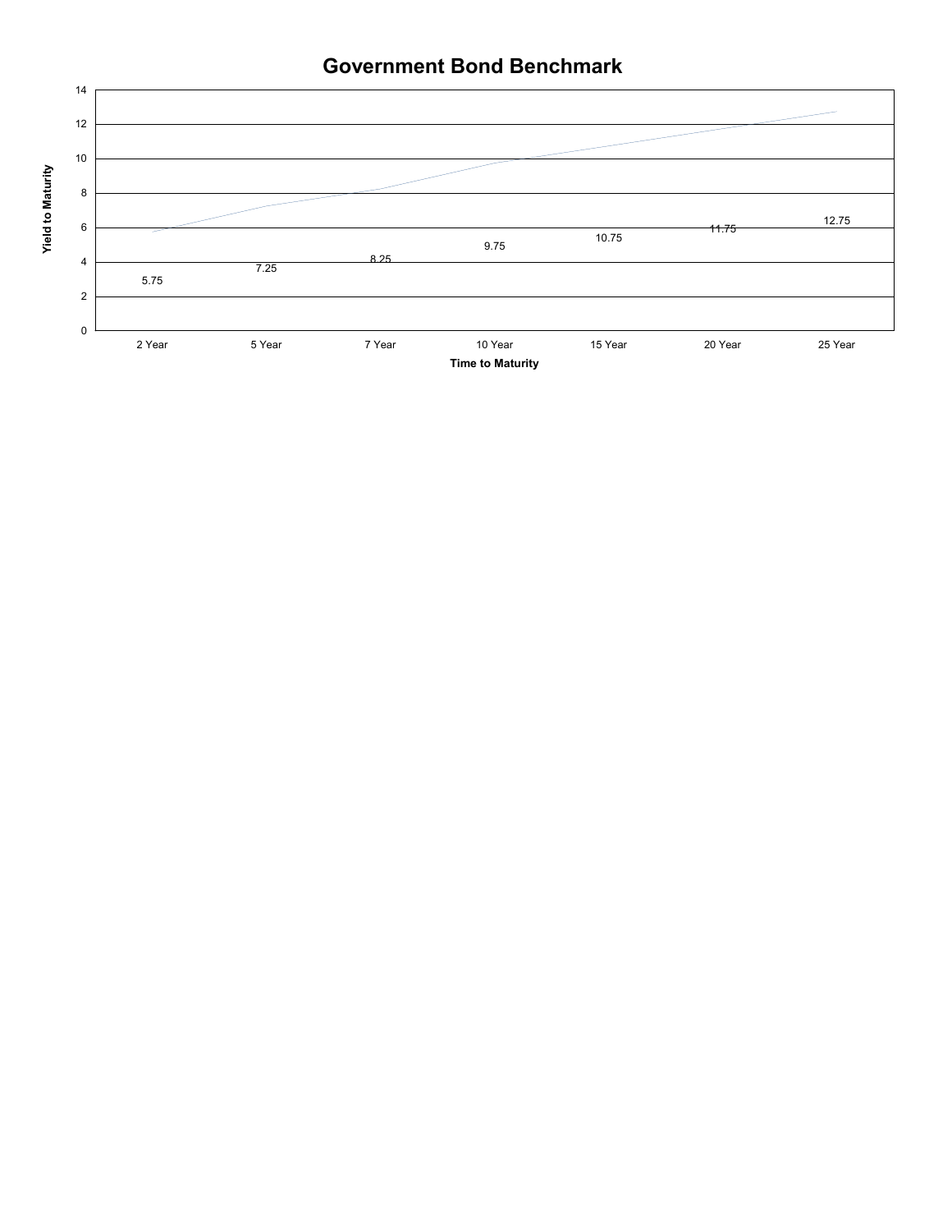## Government Bond Benchmark

Yield to Maturity

14

12

10

8

6

4

2

0

5.75

7.25

8.25

9.75

10.75

11.75

12.75

2 Year

5 Year

7 Year

10 Year

15 Year

20 Year

25 Year

Time to Maturity